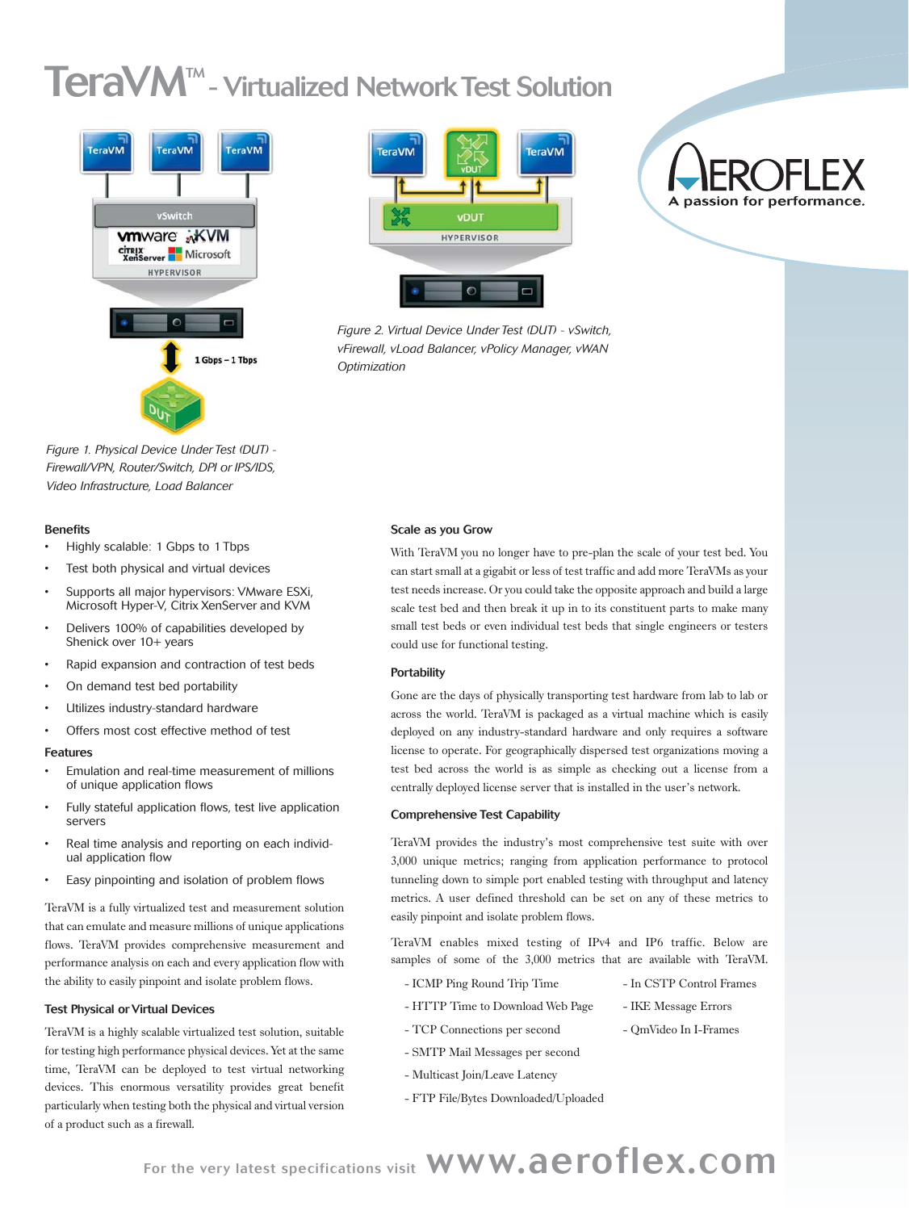# TeraVM™ - Virtualized Network Test Solution

Figure 1. Physical Device Under Test (DUT) - Firewall/VPN, Router/Switch, DPI or IPS/IDS, Video Infrastructure, Load Balancer

Figure 2. Virtual Device Under Test (DUT) - vSwitch, vFirewall, vLoad Balancer, vPolicy Manager, vWAN Optimization

### Benefits

- Highly scalable: 1 Gbps to 1 Tbps
- Test both physical and virtual devices
- Supports all major hypervisors: VMware ESXi, Microsoft Hyper-V, Citrix XenServer and KVM
- Delivers 100% of capabilities developed by Shenick over 10+ years
- Rapid expansion and contraction of test beds
- On demand test bed portability
- Utilizes industry-standard hardware
- Offers most cost effective method of test

### Features

- Emulation and real-time measurement of millions of unique application flows
- Fully stateful application flows, test live application servers
- Real time analysis and reporting on each individual application flow
- Easy pinpointing and isolation of problem flows

TeraVM is a fully virtualized test and measurement solution that can emulate and measure millions of unique applications flows. TeraVM provides comprehensive measurement and performance analysis on each and every application flow with the ability to easily pinpoint and isolate problem flows.

### Test Physical or Virtual Devices

TeraVM is a highly scalable virtualized test solution, suitable for testing high performance physical devices. Yet at the same time, TeraVM can be deployed to test virtual networking devices. This enormous versatility provides great benefit particularly when testing both the physical and virtual version of a product such as a firewall.

### Scale as you Grow

With TeraVM you no longer have to pre-plan the scale of your test bed. You can start small at a gigabit or less of test traffic and add more TeraVMs as your test needs increase. Or you could take the opposite approach and build a large scale test bed and then break it up in to its constituent parts to make many small test beds or even individual test beds that single engineers or testers could use for functional testing.

### Portability

Gone are the days of physically transporting test hardware from lab to lab or across the world. TeraVM is packaged as a virtual machine which is easily deployed on any industry-standard hardware and only requires a software license to operate. For geographically dispersed test organizations moving a test bed across the world is as simple as checking out a license from a centrally deployed license server that is installed in the user's network.

### Comprehensive Test Capability

TeraVM provides the industry's most comprehensive test suite with over 3,000 unique metrics; ranging from application performance to protocol tunneling down to simple port enabled testing with throughput and latency metrics. A user defined threshold can be set on any of these metrics to easily pinpoint and isolate problem flows.

TeraVM enables mixed testing of IPv4 and IP6 traffic. Below are samples of some of the 3,000 metrics that are available with TeraVM.

- ICMP Ping Round Trip Time
- HTTP Time to Download Web Page
- TCP Connections per second
- SMTP Mail Messages per second
- Multicast Join/Leave Latency
- FTP File/Bytes Downloaded/Uploaded
- In CSTP Control Frames
- IKE Message Errors
- QmVideo In I-Frames

For the very latest specifications visit www.aeroflex.com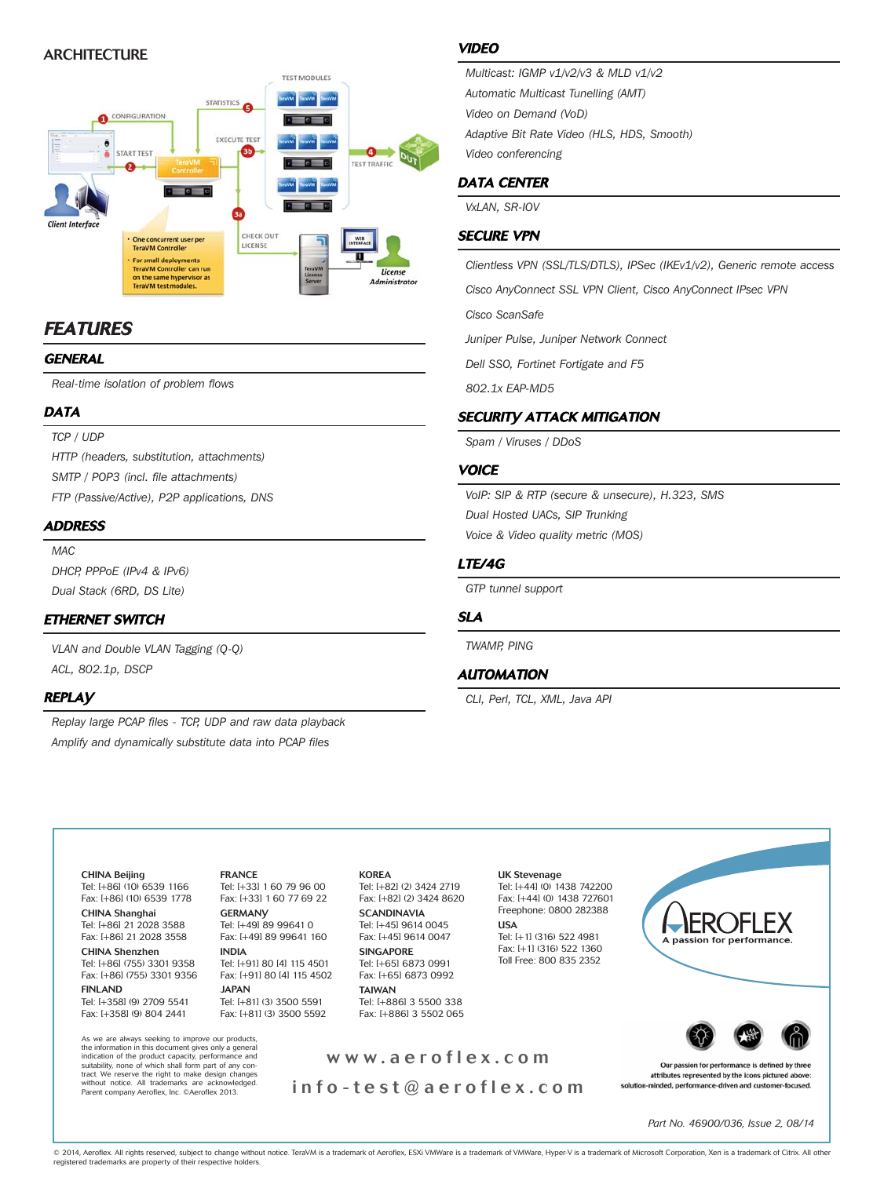## ARCHITECTURE

TEST MODULES

STATISTICS 5

1 CONFIGURATION

EXECUTE TEST 3b

START TEST 2

TeraVM Controller

4 TEST TRAFFIC

DUT

3a

Client Interface

CHECK OUT LICENSE

WEB INTERFACE

TeraVM License Server

License Administrator

- One concurrent user per TeraVM Controller
- For small deployments TeraVM Controller can run on the same hypervisor as TeraVM test modules.

# FEATURES

## GENERAL

Real-time isolation of problem flows

## DATA

TCP / UDP

HTTP (headers, substitution, attachments)

SMTP / POP3 (incl. file attachments)

FTP (Passive/Active), P2P applications, DNS

## ADDRESS

MAC

DHCP, PPPoE (IPv4 & IPv6)

Dual Stack (6RD, DS Lite)

## ETHERNET SWITCH

VLAN and Double VLAN Tagging (Q-Q)

ACL, 802.1p, DSCP

## REPLAY

Replay large PCAP files - TCP, UDP and raw data playback

Amplify and dynamically substitute data into PCAP files

## VIDEO

Multicast: IGMP v1/v2/v3 & MLD v1/v2

Automatic Multicast Tunelling (AMT)

Video on Demand (VoD)

Adaptive Bit Rate Video (HLS, HDS, Smooth)

Video conferencing

## DATA CENTER

VxLAN, SR-IOV

## SECURE VPN

Clientless VPN (SSL/TLS/DTLS), IPSec (IKEv1/v2), Generic remote access

Cisco AnyConnect SSL VPN Client, Cisco AnyConnect IPsec VPN

Cisco ScanSafe

Juniper Pulse, Juniper Network Connect

Dell SSO, Fortinet Fortigate and F5

802.1x EAP-MD5

## SECURITY ATTACK MITIGATION

Spam / Viruses / DDoS

## VOICE

VoIP: SIP & RTP (secure & unsecure), H.323, SMS

Dual Hosted UACs, SIP Trunking

Voice & Video quality metric (MOS)

## LTE/4G

GTP tunnel support

## SLA

TWAMP, PING

## AUTOMATION

CLI, Perl, TCL, XML, Java API

---

**CHINA Beijing**
Tel: [+86] (10) 6539 1166
Fax: [+86] (10) 6539 1778

**CHINA Shanghai**
Tel: [+86] 21 2028 3588
Fax: [+86] 21 2028 3558

**CHINA Shenzhen**
Tel: [+86] (755) 3301 9358
Fax: [+86] (755) 3301 9356

**FINLAND**
Tel: [+358] (9) 2709 5541
Fax: [+358] (9) 804 2441

**FRANCE**
Tel: [+33] 1 60 79 96 00
Fax: [+33] 1 60 77 69 22

**GERMANY**
Tel: [+49] 89 99641 0
Fax: [+49] 89 99641 160

**INDIA**
Tel: [+91] 80 [4] 115 4501
Fax: [+91] 80 [4] 115 4502

**JAPAN**
Tel: [+81] (3) 3500 5591
Fax: [+81] (3) 3500 5592

**KOREA**
Tel: [+82] (2) 3424 2719
Fax: [+82] (2) 3424 8620

**SCANDINAVIA**
Tel: [+45] 9614 0045
Fax: [+45] 9614 0047

**SINGAPORE**
Tel: [+65] 6873 0991
Fax: [+65] 6873 0992

**TAIWAN**
Tel: [+886] 3 5500 338
Fax: [+886] 3 5502 065

**UK Stevenage**
Tel: [+44] (0) 1438 742200
Fax: [+44] (0) 1438 727601
Freephone: 0800 282388

**USA**
Tel: [+1] (316) 522 4981
Fax: [+1] (316) 522 1360
Toll Free: 800 835 2352

AEROFLEX
A passion for performance.

As we are always seeking to improve our products, the information in this document gives only a general indication of the product capacity, performance and suitability, none of which shall form part of any contract. We reserve the right to make design changes without notice. All trademarks are acknowledged. Parent company Aeroflex, Inc. ©Aeroflex 2013.

www.aeroflex.com

info-test@aeroflex.com

Our passion for performance is defined by three attributes represented by the icons pictured above: solution-minded, performance-driven and customer-focused.

*Part No. 46900/036, Issue 2, 08/14*

© 2014, Aeroflex. All rights reserved, subject to change without notice. TeraVM is a trademark of Aeroflex, ESXi VMWare is a trademark of VMWare, Hyper-V is a trademark of Microsoft Corporation, Xen is a trademark of Citrix. All other registered trademarks are property of their respective holders.